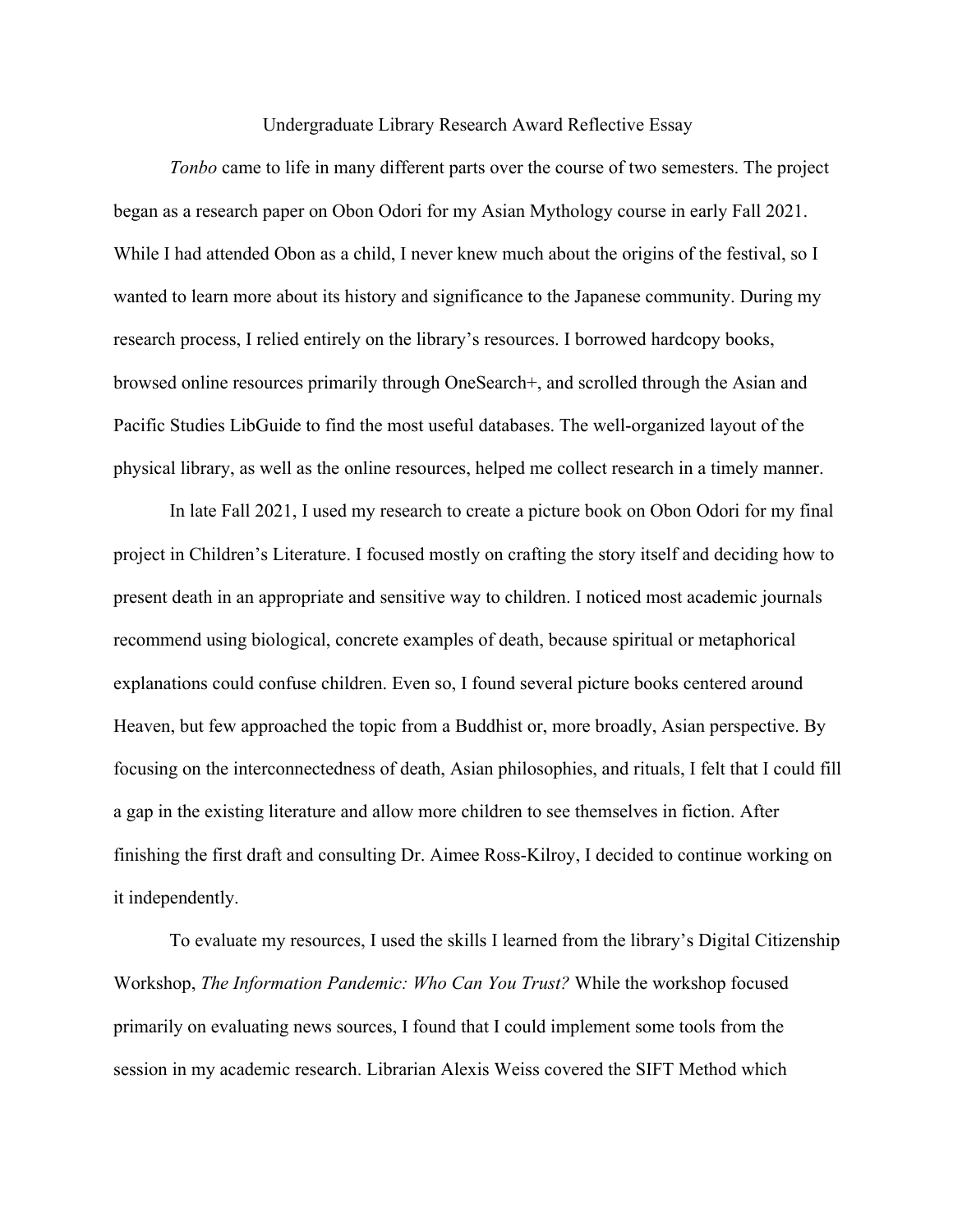# Undergraduate Library Research Award Reflective Essay

*Tonbo* came to life in many different parts over the course of two semesters. The project began as a research paper on Obon Odori for my Asian Mythology course in early Fall 2021. While I had attended Obon as a child, I never knew much about the origins of the festival, so I wanted to learn more about its history and significance to the Japanese community. During my research process, I relied entirely on the library's resources. I borrowed hardcopy books, browsed online resources primarily through OneSearch+, and scrolled through the Asian and Pacific Studies LibGuide to find the most useful databases. The well-organized layout of the physical library, as well as the online resources, helped me collect research in a timely manner.

In late Fall 2021, I used my research to create a picture book on Obon Odori for my final project in Children's Literature. I focused mostly on crafting the story itself and deciding how to present death in an appropriate and sensitive way to children. I noticed most academic journals recommend using biological, concrete examples of death, because spiritual or metaphorical explanations could confuse children. Even so, I found several picture books centered around Heaven, but few approached the topic from a Buddhist or, more broadly, Asian perspective. By focusing on the interconnectedness of death, Asian philosophies, and rituals, I felt that I could fill a gap in the existing literature and allow more children to see themselves in fiction. After finishing the first draft and consulting Dr. Aimee Ross-Kilroy, I decided to continue working on it independently.

To evaluate my resources, I used the skills I learned from the library's Digital Citizenship Workshop, *The Information Pandemic: Who Can You Trust?* While the workshop focused primarily on evaluating news sources, I found that I could implement some tools from the session in my academic research. Librarian Alexis Weiss covered the SIFT Method which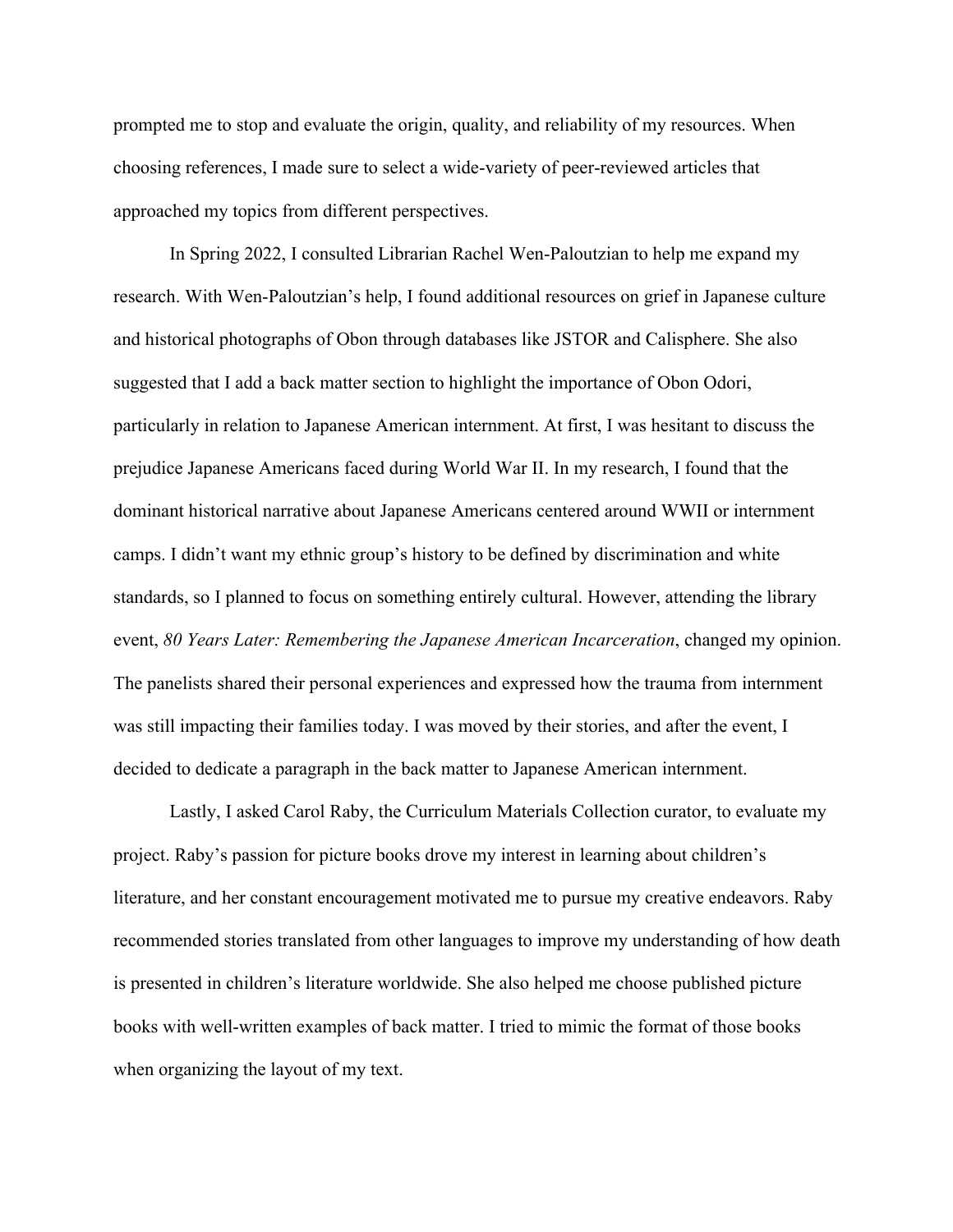prompted me to stop and evaluate the origin, quality, and reliability of my resources. When choosing references, I made sure to select a wide-variety of peer-reviewed articles that approached my topics from different perspectives.

In Spring 2022, I consulted Librarian Rachel Wen-Paloutzian to help me expand my research. With Wen-Paloutzian's help, I found additional resources on grief in Japanese culture and historical photographs of Obon through databases like JSTOR and Calisphere. She also suggested that I add a back matter section to highlight the importance of Obon Odori, particularly in relation to Japanese American internment. At first, I was hesitant to discuss the prejudice Japanese Americans faced during World War II. In my research, I found that the dominant historical narrative about Japanese Americans centered around WWII or internment camps. I didn't want my ethnic group's history to be defined by discrimination and white standards, so I planned to focus on something entirely cultural. However, attending the library event, *80 Years Later: Remembering the Japanese American Incarceration*, changed my opinion. The panelists shared their personal experiences and expressed how the trauma from internment was still impacting their families today. I was moved by their stories, and after the event, I decided to dedicate a paragraph in the back matter to Japanese American internment.

Lastly, I asked Carol Raby, the Curriculum Materials Collection curator, to evaluate my project. Raby's passion for picture books drove my interest in learning about children's literature, and her constant encouragement motivated me to pursue my creative endeavors. Raby recommended stories translated from other languages to improve my understanding of how death is presented in children's literature worldwide. She also helped me choose published picture books with well-written examples of back matter. I tried to mimic the format of those books when organizing the layout of my text.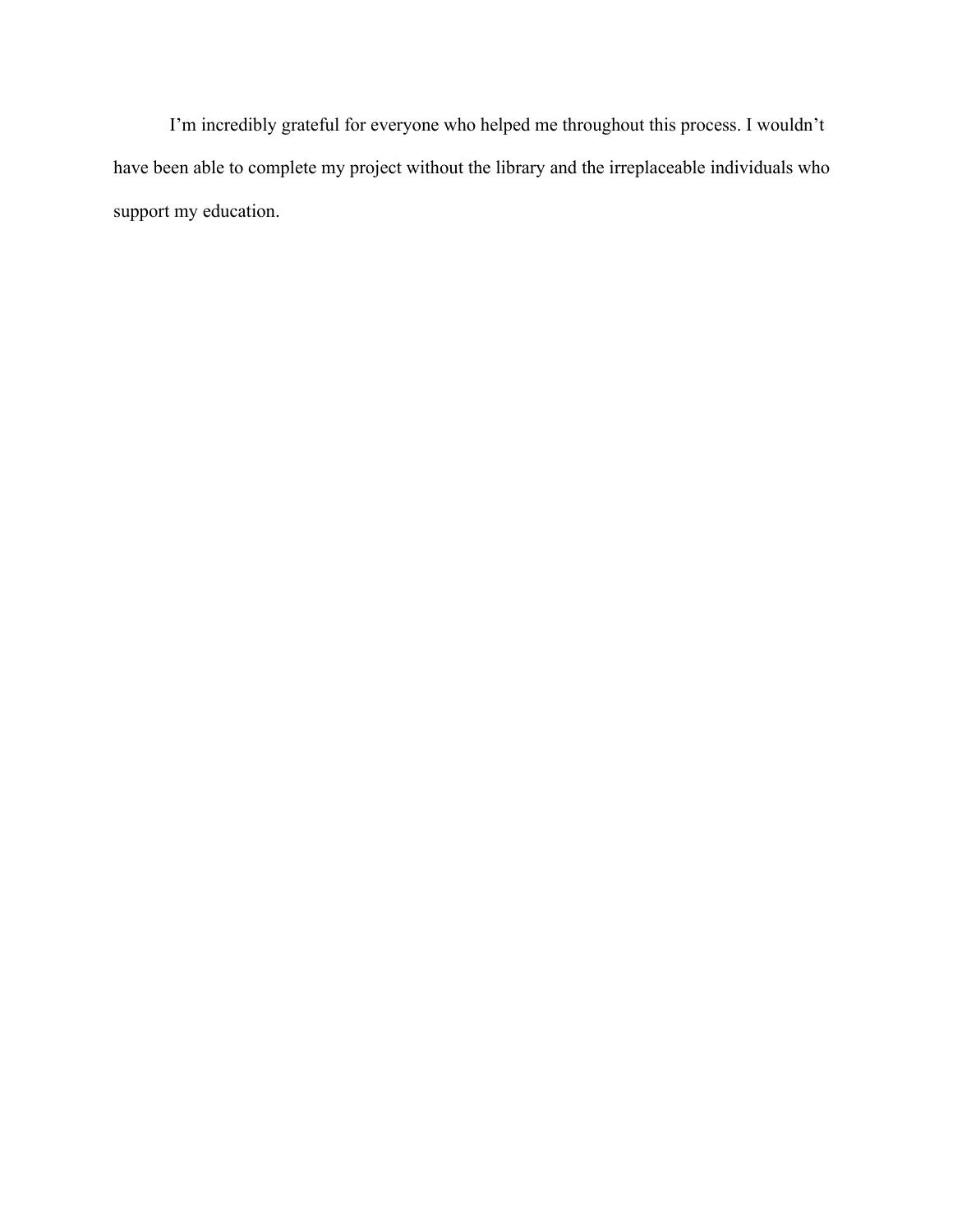I'm incredibly grateful for everyone who helped me throughout this process. I wouldn't have been able to complete my project without the library and the irreplaceable individuals who support my education.